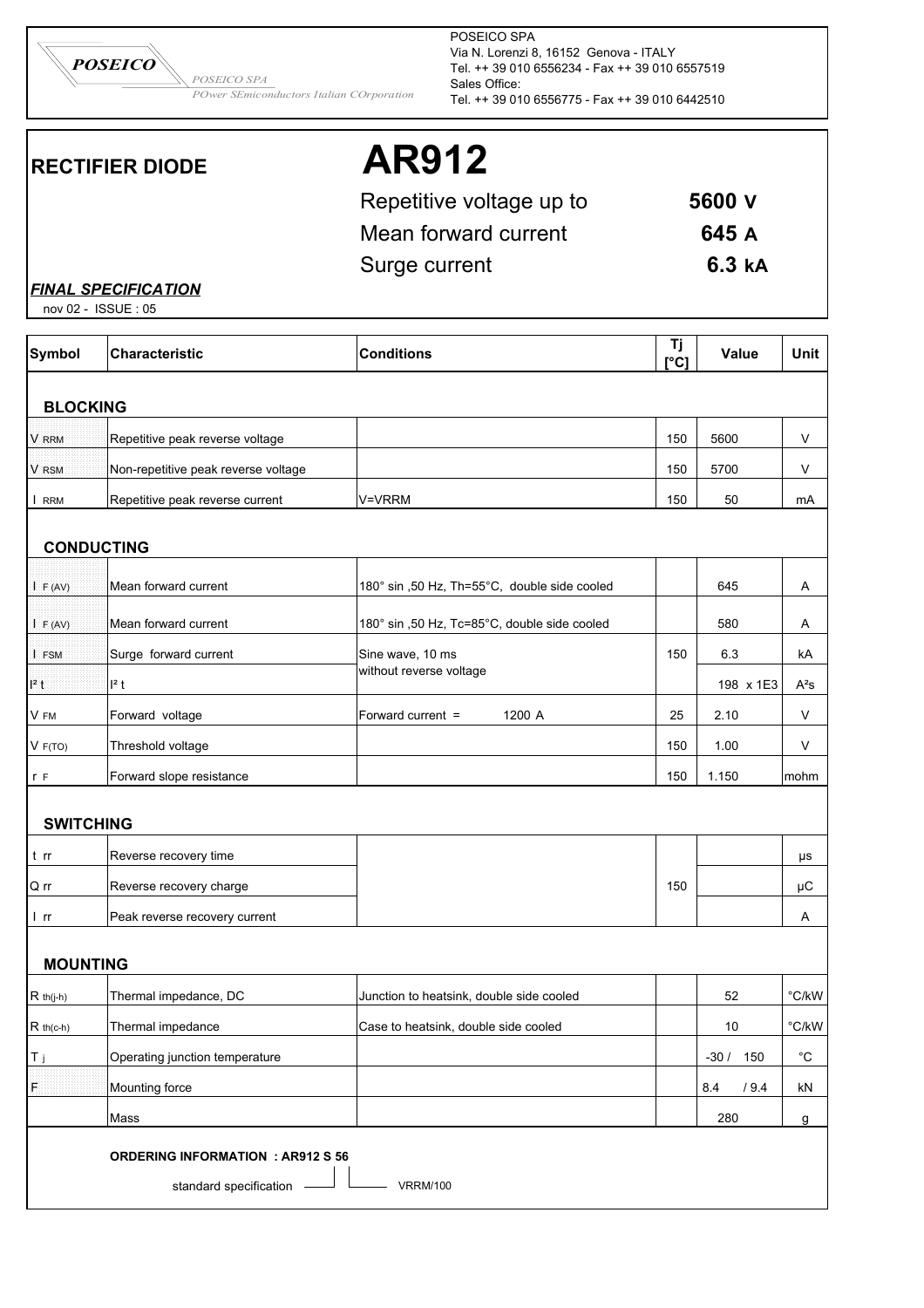POSEICO

POSEICO SPA
POwer SEmiconductors Italian COrporation

POSEICO SPA
Via N. Lorenzi 8, 16152 Genova - ITALY
Tel. ++ 39 010 6556234 - Fax ++ 39 010 6557519
Sales Office:
Tel. ++ 39 010 6556775 - Fax ++ 39 010 6442510

# RECTIFIER DIODE

# AR912

| | |
|---|---|
| Repetitive voltage up to | **5600 V** |
| Mean forward current | **645 A** |
| Surge current | **6.3 kA** |

***FINAL SPECIFICATION***

nov 02 - ISSUE : 05

| Symbol | Characteristic | Conditions | Tj [°C] | Value | Unit |
|---|---|---|---|---|---|
| **BLOCKING** | | | | | |
| $V_{RRM}$ | Repetitive peak reverse voltage | | 150 | 5600 | V |
| $V_{RSM}$ | Non-repetitive peak reverse voltage | | 150 | 5700 | V |
| $I_{RRM}$ | Repetitive peak reverse current | V=VRRM | 150 | 50 | mA |
| **CONDUCTING** | | | | | |
| $I_{F(AV)}$ | Mean forward current | 180° sin ,50 Hz, Th=55°C, double side cooled | | 645 | A |
| $I_{F(AV)}$ | Mean forward current | 180° sin ,50 Hz, Tc=85°C, double side cooled | | 580 | A |
| $I_{FSM}$ | Surge forward current | Sine wave, 10 ms | 150 | 6.3 | kA |
| $I^2t$ | $I^2t$ | without reverse voltage | | 198 x 1E3 | $A^2s$ |
| $V_{FM}$ | Forward voltage | Forward current = 1200 A | 25 | 2.10 | V |
| $V_{F(TO)}$ | Threshold voltage | | 150 | 1.00 | V |
| $r_F$ | Forward slope resistance | | 150 | 1.150 | mohm |
| **SWITCHING** | | | | | |
| $t_{rr}$ | Reverse recovery time | | | | µs |
| $Q_{rr}$ | Reverse recovery charge | | 150 | | µC |
| $I_{rr}$ | Peak reverse recovery current | | | | A |
| **MOUNTING** | | | | | |
| $R_{th(j-h)}$ | Thermal impedance, DC | Junction to heatsink, double side cooled | | 52 | °C/kW |
| $R_{th(c-h)}$ | Thermal impedance | Case to heatsink, double side cooled | | 10 | °C/kW |
| $T_j$ | Operating junction temperature | | | -30 / 150 | °C |
| F | Mounting force | | | 8.4 / 9.4 | kN |
| | Mass | | | 280 | g |

**ORDERING INFORMATION : AR912 S 56**

standard specification (S) — VRRM/100 (56)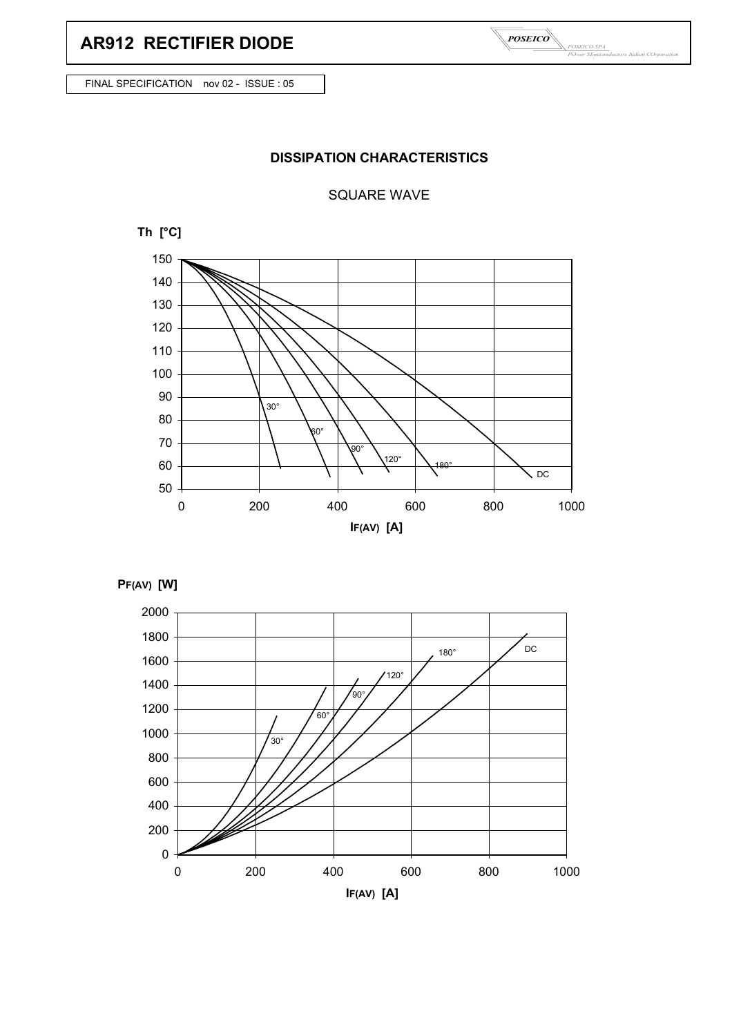# AR912 RECTIFIER DIODE

FINAL SPECIFICATION nov 02 - ISSUE : 05

## DISSIPATION CHARACTERISTICS

SQUARE WAVE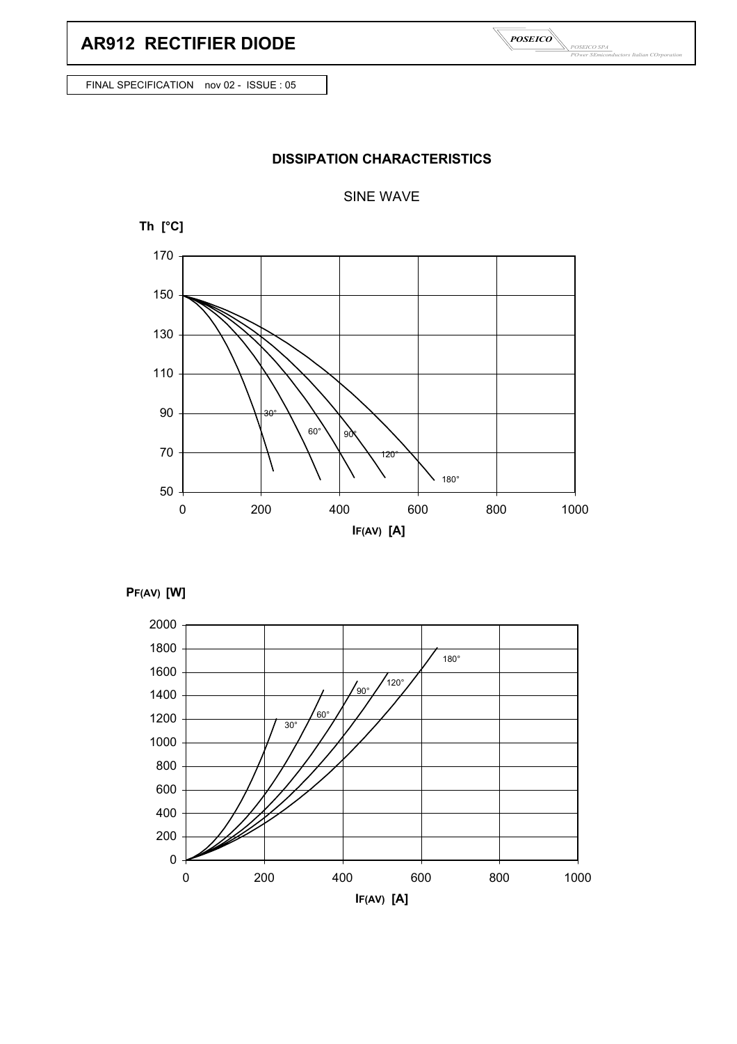FINAL SPECIFICATION nov 02 - ISSUE : 05

## DISSIPATION CHARACTERISTICS

SINE WAVE

Th [°C]

170
150
130
110
90
70
50

0 200 400 600 800 1000

30° 60° 90° 120° 180°

$I_{F(AV)}$ [A]

$P_{F(AV)}$ [W]

2000
1800
1600
1400
1200
1000
800
600
400
200
0

0 200 400 600 800 1000

30° 60° 90° 120° 180°

$I_{F(AV)}$ [A]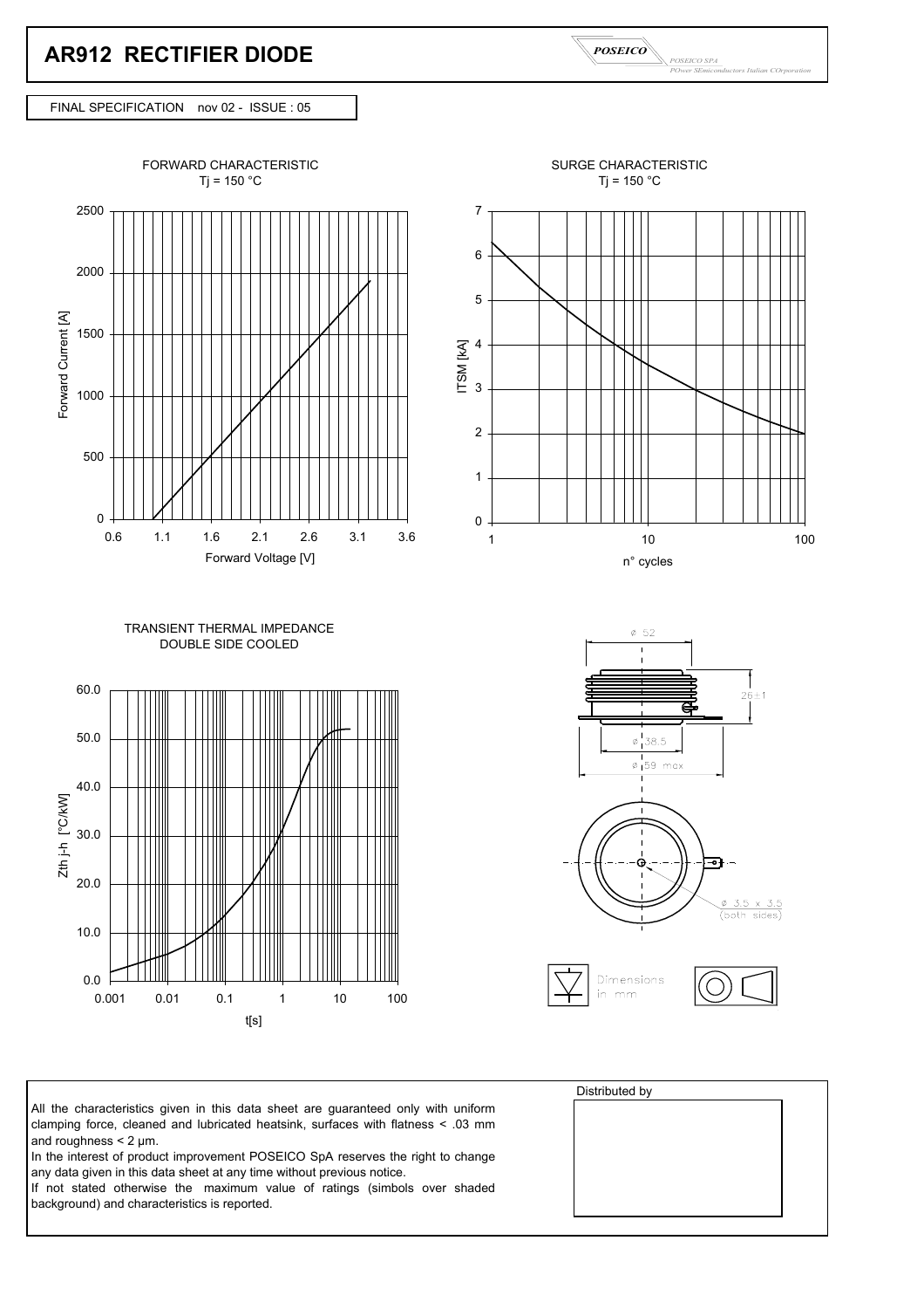# AR912 RECTIFIER DIODE

POSEICO
POSEICO SPA
POwer SEmiconductors Italian COrporation

FINAL SPECIFICATION nov 02 - ISSUE : 05

FORWARD CHARACTERISTIC
Tj = 150 °C

Forward Current [A]
2500
2000
1500
1000
500
0
0.6 1.1 1.6 2.1 2.6 3.1 3.6
Forward Voltage [V]

SURGE CHARACTERISTIC
Tj = 150 °C

ITSM [kA]
7
6
5
4
3
2
1
0
1 10 100
n° cycles

TRANSIENT THERMAL IMPEDANCE
DOUBLE SIDE COOLED

Zth j-h [°C/kW]
60.0
50.0
40.0
30.0
20.0
10.0
0.0
0.001 0.01 0.1 1 10 100
t[s]

ø 52
26±1
ø 38.5
ø 59 max
ø 3.5 x 3.5 (both sides)

Dimensions in mm

All the characteristics given in this data sheet are guaranteed only with uniform clamping force, cleaned and lubricated heatsink, surfaces with flatness < .03 mm and roughness < 2 µm.
In the interest of product improvement POSEICO SpA reserves the right to change any data given in this data sheet at any time without previous notice.
If not stated otherwise the maximum value of ratings (simbols over shaded background) and characteristics is reported.

Distributed by